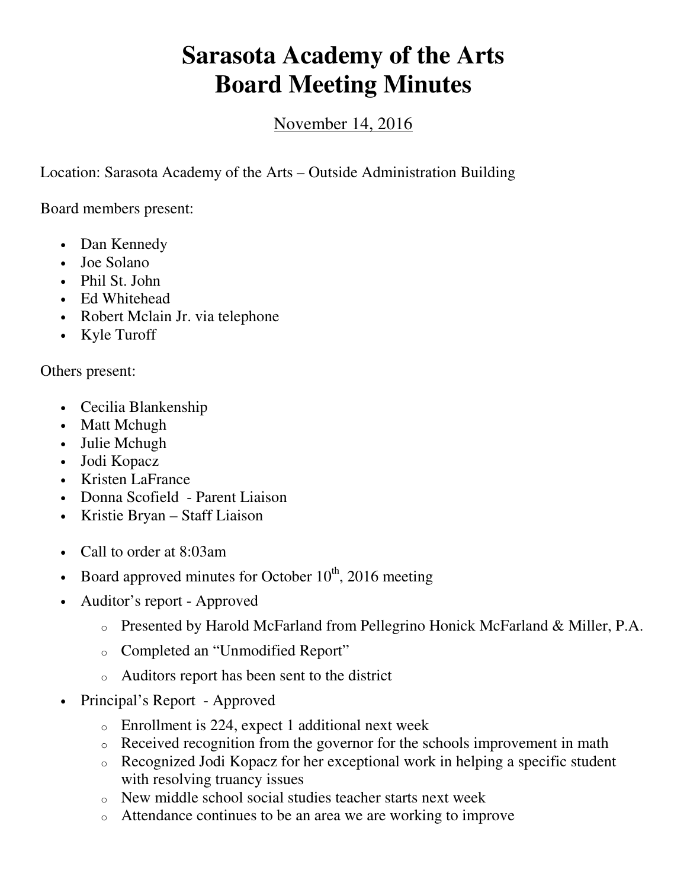# Sarasota Academy of the Arts
# Board Meeting Minutes

November 14, 2016

Location: Sarasota Academy of the Arts – Outside Administration Building

Board members present:

- Dan Kennedy
- Joe Solano
- Phil St. John
- Ed Whitehead
- Robert Mclain Jr. via telephone
- Kyle Turoff

Others present:

- Cecilia Blankenship
- Matt Mchugh
- Julie Mchugh
- Jodi Kopacz
- Kristen LaFrance
- Donna Scofield - Parent Liaison
- Kristie Bryan – Staff Liaison

- Call to order at 8:03am
- Board approved minutes for October 10th, 2016 meeting
- Auditor's report - Approved
  - Presented by Harold McFarland from Pellegrino Honick McFarland & Miller, P.A.
  - Completed an "Unmodified Report"
  - Auditors report has been sent to the district
- Principal's Report - Approved
  - Enrollment is 224, expect 1 additional next week
  - Received recognition from the governor for the schools improvement in math
  - Recognized Jodi Kopacz for her exceptional work in helping a specific student with resolving truancy issues
  - New middle school social studies teacher starts next week
  - Attendance continues to be an area we are working to improve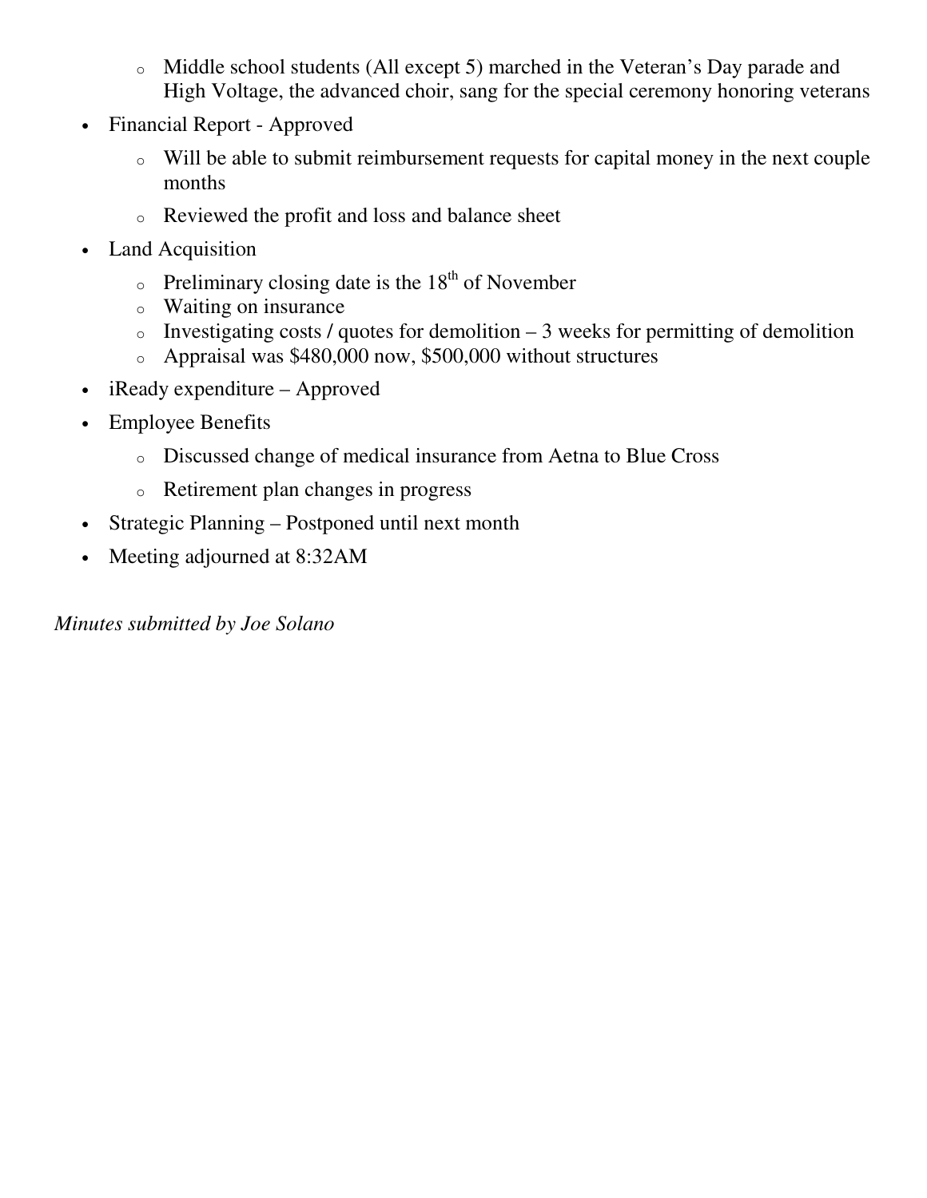- Middle school students (All except 5) marched in the Veteran's Day parade and High Voltage, the advanced choir, sang for the special ceremony honoring veterans
- Financial Report - Approved
    - Will be able to submit reimbursement requests for capital money in the next couple months
    - Reviewed the profit and loss and balance sheet
- Land Acquisition
    - Preliminary closing date is the 18th of November
    - Waiting on insurance
    - Investigating costs / quotes for demolition – 3 weeks for permitting of demolition
    - Appraisal was $480,000 now, $500,000 without structures
- iReady expenditure – Approved
- Employee Benefits
    - Discussed change of medical insurance from Aetna to Blue Cross
    - Retirement plan changes in progress
- Strategic Planning – Postponed until next month
- Meeting adjourned at 8:32AM

*Minutes submitted by Joe Solano*